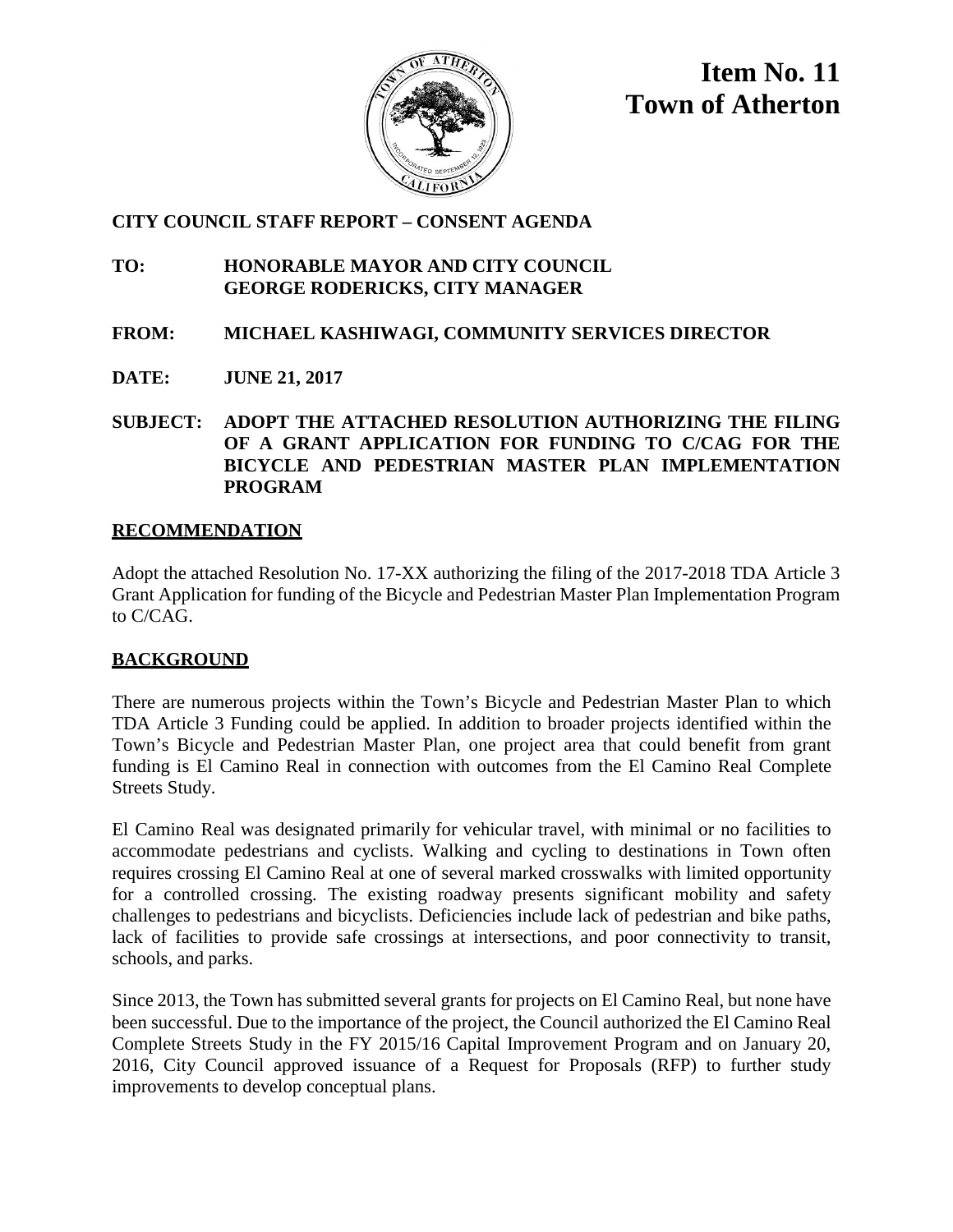# Item No. 11
# Town of Atherton

**CITY COUNCIL STAFF REPORT – CONSENT AGENDA**

**TO:** HONORABLE MAYOR AND CITY COUNCIL
GEORGE RODERICKS, CITY MANAGER

**FROM:** MICHAEL KASHIWAGI, COMMUNITY SERVICES DIRECTOR

**DATE:** JUNE 21, 2017

**SUBJECT:** ADOPT THE ATTACHED RESOLUTION AUTHORIZING THE FILING OF A GRANT APPLICATION FOR FUNDING TO C/CAG FOR THE BICYCLE AND PEDESTRIAN MASTER PLAN IMPLEMENTATION PROGRAM

## RECOMMENDATION

Adopt the attached Resolution No. 17-XX authorizing the filing of the 2017-2018 TDA Article 3 Grant Application for funding of the Bicycle and Pedestrian Master Plan Implementation Program to C/CAG.

## BACKGROUND

There are numerous projects within the Town's Bicycle and Pedestrian Master Plan to which TDA Article 3 Funding could be applied. In addition to broader projects identified within the Town's Bicycle and Pedestrian Master Plan, one project area that could benefit from grant funding is El Camino Real in connection with outcomes from the El Camino Real Complete Streets Study.

El Camino Real was designated primarily for vehicular travel, with minimal or no facilities to accommodate pedestrians and cyclists. Walking and cycling to destinations in Town often requires crossing El Camino Real at one of several marked crosswalks with limited opportunity for a controlled crossing. The existing roadway presents significant mobility and safety challenges to pedestrians and bicyclists. Deficiencies include lack of pedestrian and bike paths, lack of facilities to provide safe crossings at intersections, and poor connectivity to transit, schools, and parks.

Since 2013, the Town has submitted several grants for projects on El Camino Real, but none have been successful. Due to the importance of the project, the Council authorized the El Camino Real Complete Streets Study in the FY 2015/16 Capital Improvement Program and on January 20, 2016, City Council approved issuance of a Request for Proposals (RFP) to further study improvements to develop conceptual plans.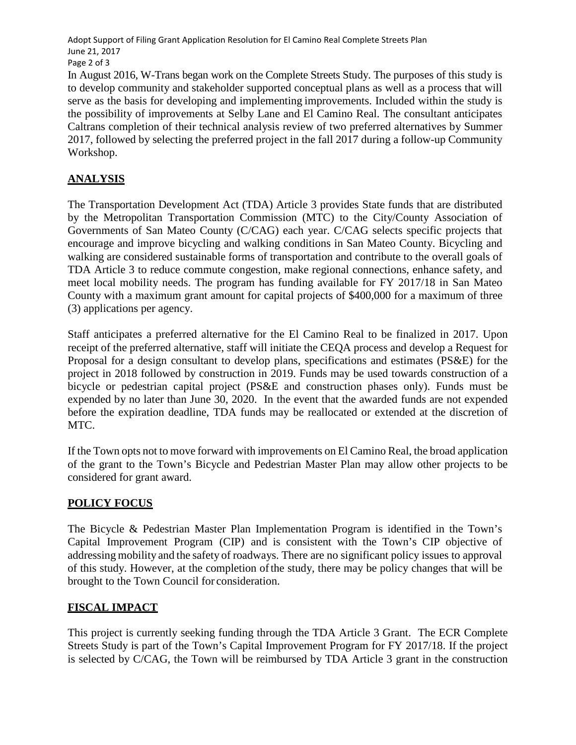In August 2016, W-Trans began work on the Complete Streets Study. The purposes of this study is to develop community and stakeholder supported conceptual plans as well as a process that will serve as the basis for developing and implementing improvements. Included within the study is the possibility of improvements at Selby Lane and El Camino Real. The consultant anticipates Caltrans completion of their technical analysis review of two preferred alternatives by Summer 2017, followed by selecting the preferred project in the fall 2017 during a follow-up Community Workshop.

## ANALYSIS

The Transportation Development Act (TDA) Article 3 provides State funds that are distributed by the Metropolitan Transportation Commission (MTC) to the City/County Association of Governments of San Mateo County (C/CAG) each year. C/CAG selects specific projects that encourage and improve bicycling and walking conditions in San Mateo County. Bicycling and walking are considered sustainable forms of transportation and contribute to the overall goals of TDA Article 3 to reduce commute congestion, make regional connections, enhance safety, and meet local mobility needs. The program has funding available for FY 2017/18 in San Mateo County with a maximum grant amount for capital projects of $400,000 for a maximum of three (3) applications per agency.

Staff anticipates a preferred alternative for the El Camino Real to be finalized in 2017. Upon receipt of the preferred alternative, staff will initiate the CEQA process and develop a Request for Proposal for a design consultant to develop plans, specifications and estimates (PS&E) for the project in 2018 followed by construction in 2019. Funds may be used towards construction of a bicycle or pedestrian capital project (PS&E and construction phases only). Funds must be expended by no later than June 30, 2020. In the event that the awarded funds are not expended before the expiration deadline, TDA funds may be reallocated or extended at the discretion of MTC.

If the Town opts not to move forward with improvements on El Camino Real, the broad application of the grant to the Town's Bicycle and Pedestrian Master Plan may allow other projects to be considered for grant award.

## POLICY FOCUS

The Bicycle & Pedestrian Master Plan Implementation Program is identified in the Town's Capital Improvement Program (CIP) and is consistent with the Town's CIP objective of addressing mobility and the safety of roadways. There are no significant policy issues to approval of this study. However, at the completion of the study, there may be policy changes that will be brought to the Town Council for consideration.

## FISCAL IMPACT

This project is currently seeking funding through the TDA Article 3 Grant. The ECR Complete Streets Study is part of the Town's Capital Improvement Program for FY 2017/18. If the project is selected by C/CAG, the Town will be reimbursed by TDA Article 3 grant in the construction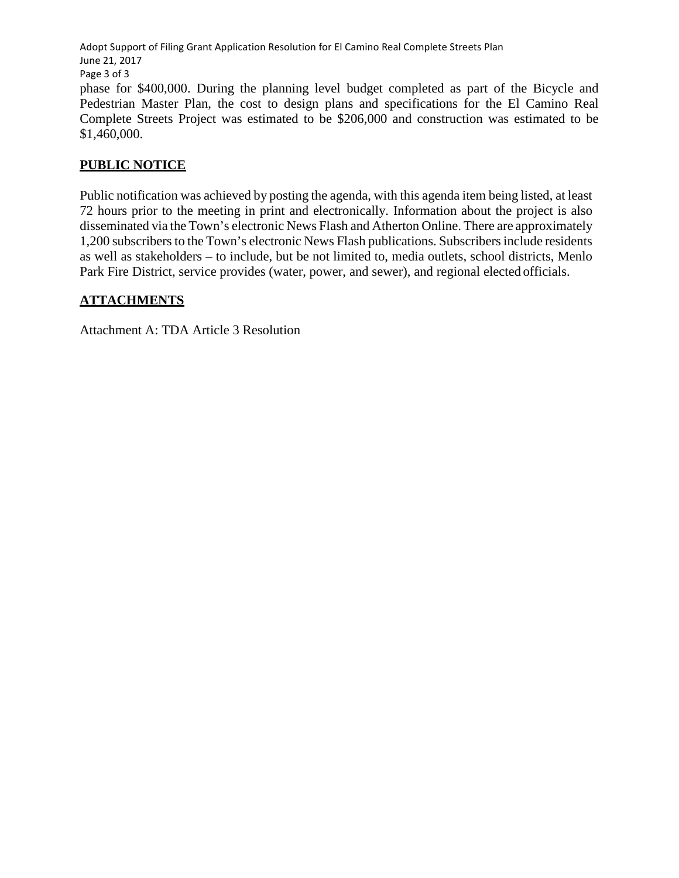phase for $400,000. During the planning level budget completed as part of the Bicycle and Pedestrian Master Plan, the cost to design plans and specifications for the El Camino Real Complete Streets Project was estimated to be $206,000 and construction was estimated to be $1,460,000.

## PUBLIC NOTICE

Public notification was achieved by posting the agenda, with this agenda item being listed, at least 72 hours prior to the meeting in print and electronically. Information about the project is also disseminated via the Town's electronic News Flash and Atherton Online. There are approximately 1,200 subscribers to the Town's electronic News Flash publications. Subscribers include residents as well as stakeholders – to include, but be not limited to, media outlets, school districts, Menlo Park Fire District, service provides (water, power, and sewer), and regional elected officials.

## ATTACHMENTS

Attachment A: TDA Article 3 Resolution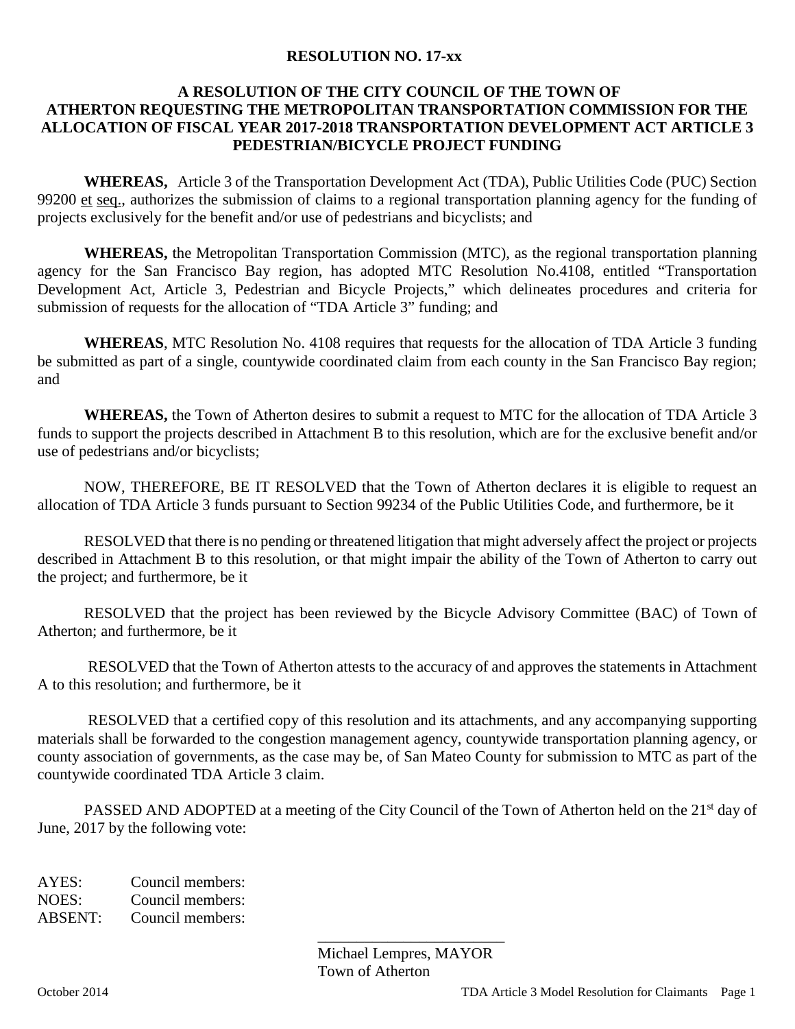**RESOLUTION NO. 17-xx**

**A RESOLUTION OF THE CITY COUNCIL OF THE TOWN OF ATHERTON REQUESTING THE METROPOLITAN TRANSPORTATION COMMISSION FOR THE ALLOCATION OF FISCAL YEAR 2017-2018 TRANSPORTATION DEVELOPMENT ACT ARTICLE 3 PEDESTRIAN/BICYCLE PROJECT FUNDING**

**WHEREAS,** Article 3 of the Transportation Development Act (TDA), Public Utilities Code (PUC) Section 99200 et seq., authorizes the submission of claims to a regional transportation planning agency for the funding of projects exclusively for the benefit and/or use of pedestrians and bicyclists; and

**WHEREAS,** the Metropolitan Transportation Commission (MTC), as the regional transportation planning agency for the San Francisco Bay region, has adopted MTC Resolution No.4108, entitled "Transportation Development Act, Article 3, Pedestrian and Bicycle Projects," which delineates procedures and criteria for submission of requests for the allocation of "TDA Article 3" funding; and

**WHEREAS**, MTC Resolution No. 4108 requires that requests for the allocation of TDA Article 3 funding be submitted as part of a single, countywide coordinated claim from each county in the San Francisco Bay region; and

**WHEREAS,** the Town of Atherton desires to submit a request to MTC for the allocation of TDA Article 3 funds to support the projects described in Attachment B to this resolution, which are for the exclusive benefit and/or use of pedestrians and/or bicyclists;

NOW, THEREFORE, BE IT RESOLVED that the Town of Atherton declares it is eligible to request an allocation of TDA Article 3 funds pursuant to Section 99234 of the Public Utilities Code, and furthermore, be it

RESOLVED that there is no pending or threatened litigation that might adversely affect the project or projects described in Attachment B to this resolution, or that might impair the ability of the Town of Atherton to carry out the project; and furthermore, be it

RESOLVED that the project has been reviewed by the Bicycle Advisory Committee (BAC) of Town of Atherton; and furthermore, be it

RESOLVED that the Town of Atherton attests to the accuracy of and approves the statements in Attachment A to this resolution; and furthermore, be it

RESOLVED that a certified copy of this resolution and its attachments, and any accompanying supporting materials shall be forwarded to the congestion management agency, countywide transportation planning agency, or county association of governments, as the case may be, of San Mateo County for submission to MTC as part of the countywide coordinated TDA Article 3 claim.

PASSED AND ADOPTED at a meeting of the City Council of the Town of Atherton held on the 21st day of June, 2017 by the following vote:

AYES: Council members:
NOES: Council members:
ABSENT: Council members:

________________________
Michael Lempres, MAYOR
Town of Atherton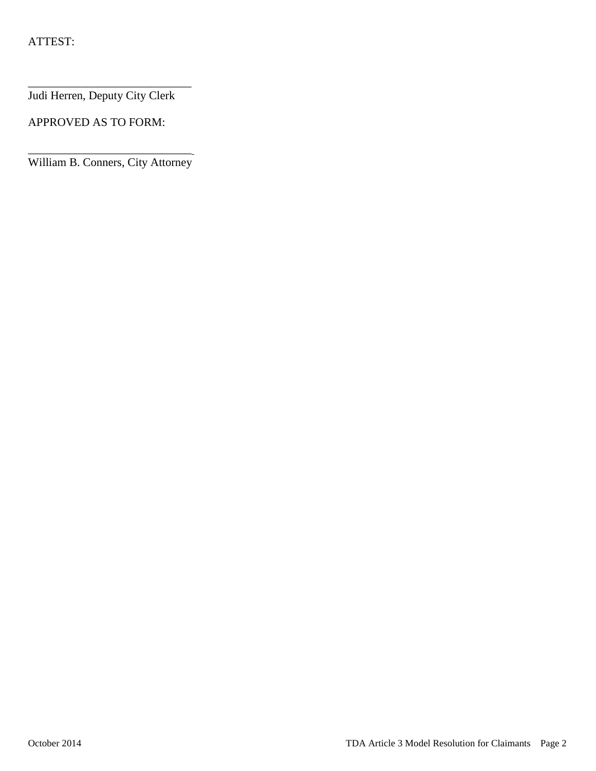ATTEST:

\_\_\_\_\_\_\_\_\_\_\_\_\_\_\_\_\_\_\_\_\_\_\_\_\_\_\_\_

Judi Herren, Deputy City Clerk

APPROVED AS TO FORM:

\_\_\_\_\_\_\_\_\_\_\_\_\_\_\_\_\_\_\_\_\_\_\_\_\_\_\_\_

William B. Conners, City Attorney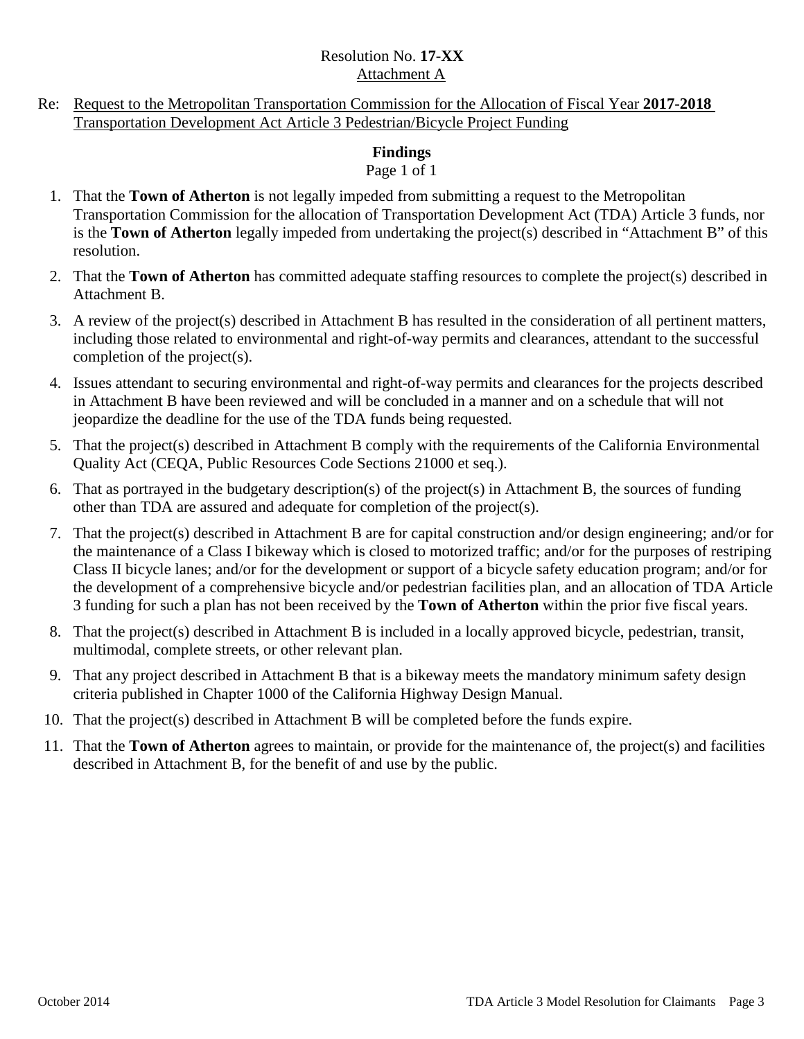Resolution No. **17-XX**
Attachment A

Re: Request to the Metropolitan Transportation Commission for the Allocation of Fiscal Year **2017-2018** Transportation Development Act Article 3 Pedestrian/Bicycle Project Funding

**Findings**
Page 1 of 1

1. That the **Town of Atherton** is not legally impeded from submitting a request to the Metropolitan Transportation Commission for the allocation of Transportation Development Act (TDA) Article 3 funds, nor is the **Town of Atherton** legally impeded from undertaking the project(s) described in "Attachment B" of this resolution.
2. That the **Town of Atherton** has committed adequate staffing resources to complete the project(s) described in Attachment B.
3. A review of the project(s) described in Attachment B has resulted in the consideration of all pertinent matters, including those related to environmental and right-of-way permits and clearances, attendant to the successful completion of the project(s).
4. Issues attendant to securing environmental and right-of-way permits and clearances for the projects described in Attachment B have been reviewed and will be concluded in a manner and on a schedule that will not jeopardize the deadline for the use of the TDA funds being requested.
5. That the project(s) described in Attachment B comply with the requirements of the California Environmental Quality Act (CEQA, Public Resources Code Sections 21000 et seq.).
6. That as portrayed in the budgetary description(s) of the project(s) in Attachment B, the sources of funding other than TDA are assured and adequate for completion of the project(s).
7. That the project(s) described in Attachment B are for capital construction and/or design engineering; and/or for the maintenance of a Class I bikeway which is closed to motorized traffic; and/or for the purposes of restriping Class II bicycle lanes; and/or for the development or support of a bicycle safety education program; and/or for the development of a comprehensive bicycle and/or pedestrian facilities plan, and an allocation of TDA Article 3 funding for such a plan has not been received by the **Town of Atherton** within the prior five fiscal years.
8. That the project(s) described in Attachment B is included in a locally approved bicycle, pedestrian, transit, multimodal, complete streets, or other relevant plan.
9. That any project described in Attachment B that is a bikeway meets the mandatory minimum safety design criteria published in Chapter 1000 of the California Highway Design Manual.
10. That the project(s) described in Attachment B will be completed before the funds expire.
11. That the **Town of Atherton** agrees to maintain, or provide for the maintenance of, the project(s) and facilities described in Attachment B, for the benefit of and use by the public.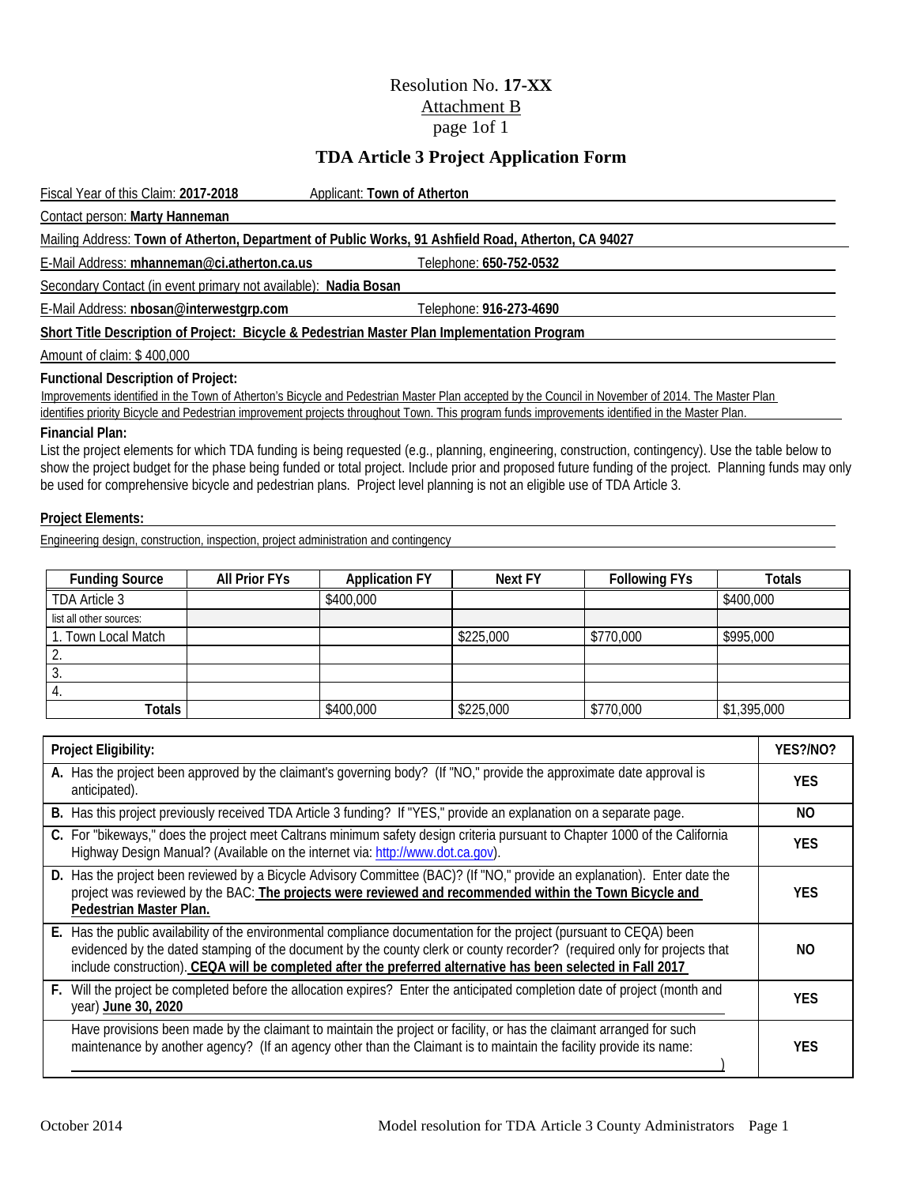Resolution No. **17-XX**

Attachment B

page 1of 1

## TDA Article 3 Project Application Form

Fiscal Year of this Claim: **2017-2018** Applicant: **Town of Atherton**

Contact person: **Marty Hanneman**

Mailing Address: **Town of Atherton, Department of Public Works, 91 Ashfield Road, Atherton, CA 94027**

E-Mail Address: **mhanneman@ci.atherton.ca.us** Telephone: **650-752-0532**

Secondary Contact (in event primary not available): **Nadia Bosan**

E-Mail Address: **nbosan@interwestgrp.com** Telephone: **916-273-4690**

**Short Title Description of Project: Bicycle & Pedestrian Master Plan Implementation Program**

Amount of claim: $ 400,000

**Functional Description of Project:**

Improvements identified in the Town of Atherton's Bicycle and Pedestrian Master Plan accepted by the Council in November of 2014. The Master Plan identifies priority Bicycle and Pedestrian improvement projects throughout Town. This program funds improvements identified in the Master Plan.

**Financial Plan:**

List the project elements for which TDA funding is being requested (e.g., planning, engineering, construction, contingency). Use the table below to show the project budget for the phase being funded or total project. Include prior and proposed future funding of the project. Planning funds may only be used for comprehensive bicycle and pedestrian plans. Project level planning is not an eligible use of TDA Article 3.

**Project Elements:**

Engineering design, construction, inspection, project administration and contingency

| Funding Source | All Prior FYs | Application FY | Next FY | Following FYs | Totals |
|---|---|---|---|---|---|
| TDA Article 3 | | $400,000 | | | $400,000 |
| list all other sources: | | | | | |
| 1. Town Local Match | | | $225,000 | $770,000 | $995,000 |
| 2. | | | | | |
| 3. | | | | | |
| 4. | | | | | |
| **Totals** | | $400,000 | $225,000 | $770,000 | $1,395,000 |

| Project Eligibility: | YES?/NO? |
|---|---|
| **A.** Has the project been approved by the claimant's governing body? (If "NO," provide the approximate date approval is anticipated). | **YES** |
| **B.** Has this project previously received TDA Article 3 funding? If "YES," provide an explanation on a separate page. | **NO** |
| **C.** For "bikeways," does the project meet Caltrans minimum safety design criteria pursuant to Chapter 1000 of the California Highway Design Manual? (Available on the internet via: http://www.dot.ca.gov). | **YES** |
| **D.** Has the project been reviewed by a Bicycle Advisory Committee (BAC)? (If "NO," provide an explanation). Enter date the project was reviewed by the BAC: **The projects were reviewed and recommended within the Town Bicycle and Pedestrian Master Plan.** | **YES** |
| **E.** Has the public availability of the environmental compliance documentation for the project (pursuant to CEQA) been evidenced by the dated stamping of the document by the county clerk or county recorder? (required only for projects that include construction). **CEQA will be completed after the preferred alternative has been selected in Fall 2017** | **NO** |
| **F.** Will the project be completed before the allocation expires? Enter the anticipated completion date of project (month and year) **June 30, 2020** | **YES** |
| Have provisions been made by the claimant to maintain the project or facility, or has the claimant arranged for such maintenance by another agency? (If an agency other than the Claimant is to maintain the facility provide its name: ) | **YES** |

October 2014 Model resolution for TDA Article 3 County Administrators